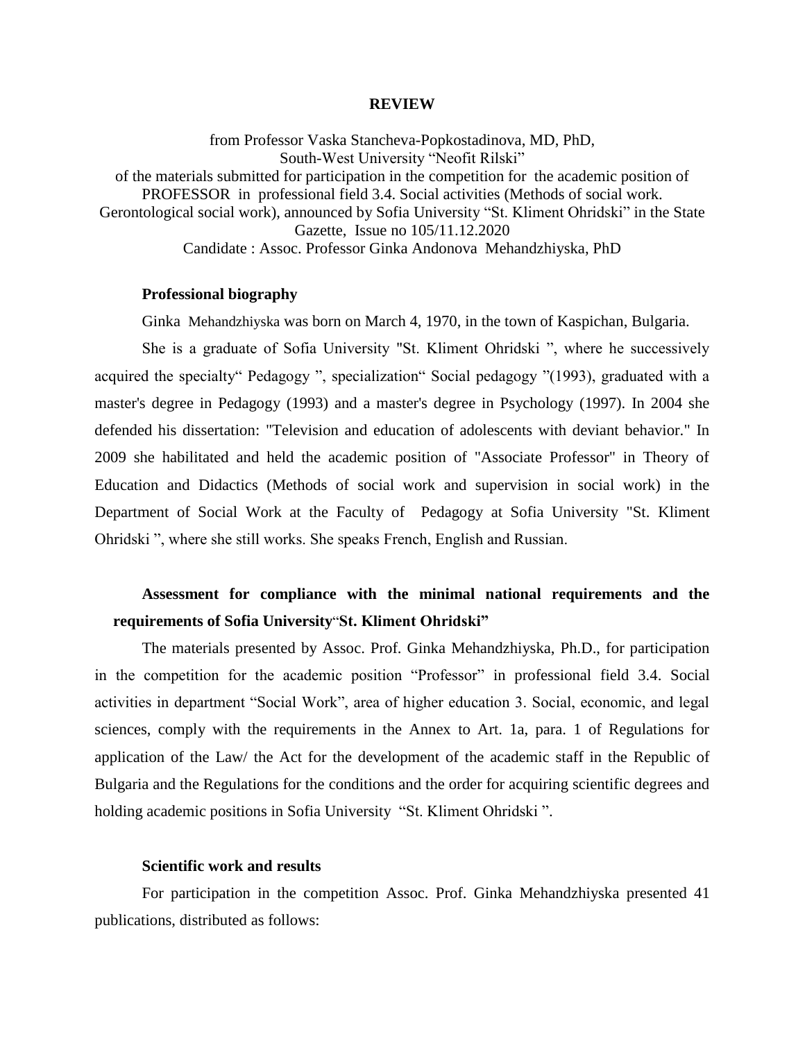# REVIEW

from Professor Vaska Stancheva-Popkostadinova, MD, PhD,
South-West University "Neofit Rilski"
of the materials submitted for participation in the competition for the academic position of PROFESSOR in professional field 3.4. Social activities (Methods of social work. Gerontological social work), announced by Sofia University "St. Kliment Ohridski" in the State Gazette, Issue no 105/11.12.2020
Candidate : Assoc. Professor Ginka Andonova Mehandzhiyska, PhD

## Professional biography

Ginka Mehandzhiyska was born on March 4, 1970, in the town of Kaspichan, Bulgaria.

She is a graduate of Sofia University "St. Kliment Ohridski ", where he successively acquired the specialty" Pedagogy ", specialization" Social pedagogy "(1993), graduated with a master's degree in Pedagogy (1993) and a master's degree in Psychology (1997). In 2004 she defended his dissertation: "Television and education of adolescents with deviant behavior." In 2009 she habilitated and held the academic position of "Associate Professor" in Theory of Education and Didactics (Methods of social work and supervision in social work) in the Department of Social Work at the Faculty of Pedagogy at Sofia University "St. Kliment Ohridski ", where she still works. She speaks French, English and Russian.

## Assessment for compliance with the minimal national requirements and the requirements of Sofia University"St. Kliment Ohridski"

The materials presented by Assoc. Prof. Ginka Mehandzhiyska, Ph.D., for participation in the competition for the academic position "Professor" in professional field 3.4. Social activities in department "Social Work", area of higher education 3. Social, economic, and legal sciences, comply with the requirements in the Annex to Art. 1a, para. 1 of Regulations for application of the Law/ the Act for the development of the academic staff in the Republic of Bulgaria and the Regulations for the conditions and the order for acquiring scientific degrees and holding academic positions in Sofia University "St. Kliment Ohridski ".

## Scientific work and results

For participation in the competition Assoc. Prof. Ginka Mehandzhiyska presented 41 publications, distributed as follows: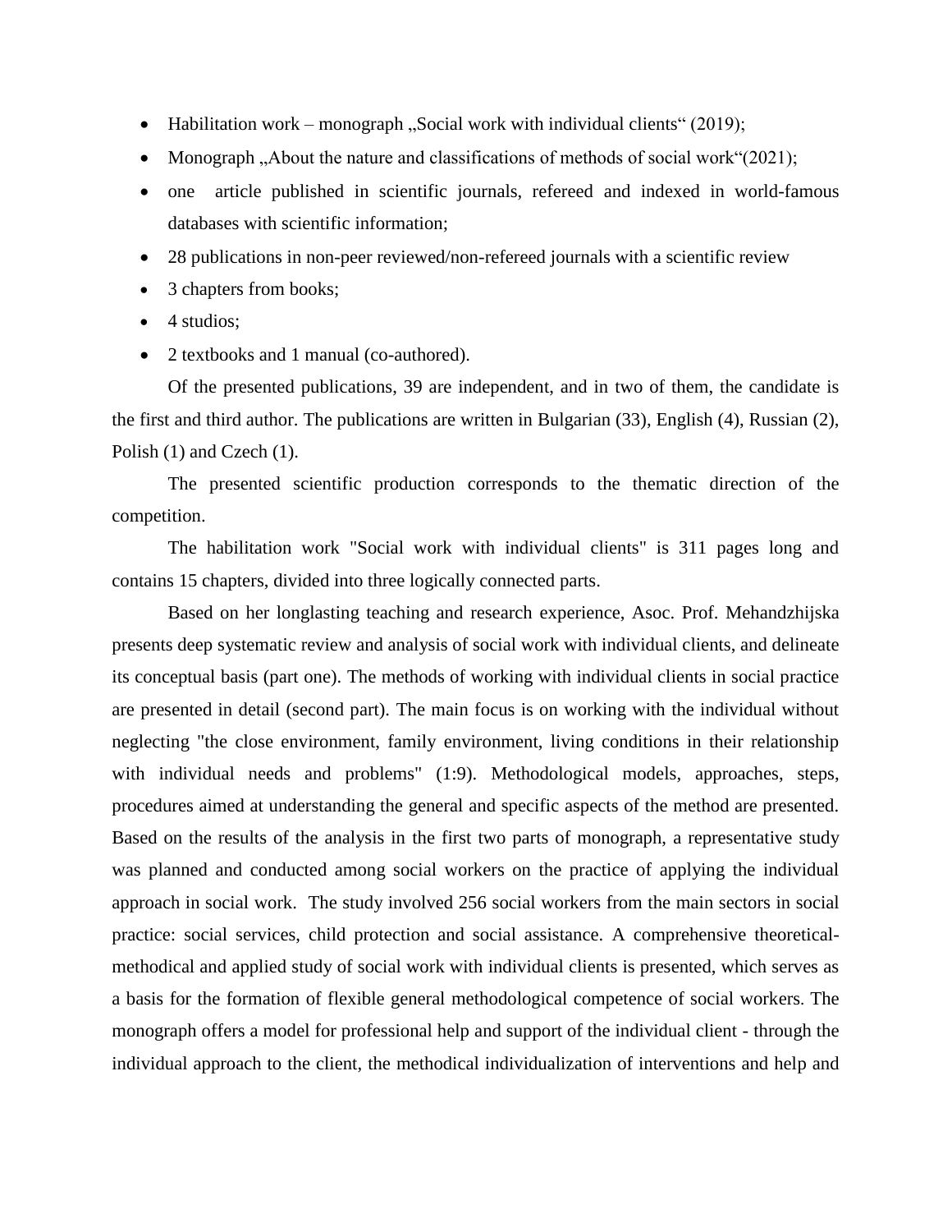- Habilitation work – monograph „Social work with individual clients" (2019);
- Monograph „About the nature and classifications of methods of social work"(2021);
- one article published in scientific journals, refereed and indexed in world-famous databases with scientific information;
- 28 publications in non-peer reviewed/non-refereed journals with a scientific review
- 3 chapters from books;
- 4 studios;
- 2 textbooks and 1 manual (co-authored).

Of the presented publications, 39 are independent, and in two of them, the candidate is the first and third author. The publications are written in Bulgarian (33), English (4), Russian (2), Polish (1) and Czech (1).

The presented scientific production corresponds to the thematic direction of the competition.

The habilitation work "Social work with individual clients" is 311 pages long and contains 15 chapters, divided into three logically connected parts.

Based on her longlasting teaching and research experience, Asoc. Prof. Mehandzhijska presents deep systematic review and analysis of social work with individual clients, and delineate its conceptual basis (part one). The methods of working with individual clients in social practice are presented in detail (second part). The main focus is on working with the individual without neglecting "the close environment, family environment, living conditions in their relationship with individual needs and problems" (1:9). Methodological models, approaches, steps, procedures aimed at understanding the general and specific aspects of the method are presented. Based on the results of the analysis in the first two parts of monograph, a representative study was planned and conducted among social workers on the practice of applying the individual approach in social work. The study involved 256 social workers from the main sectors in social practice: social services, child protection and social assistance. A comprehensive theoretical-methodical and applied study of social work with individual clients is presented, which serves as a basis for the formation of flexible general methodological competence of social workers. The monograph offers a model for professional help and support of the individual client - through the individual approach to the client, the methodical individualization of interventions and help and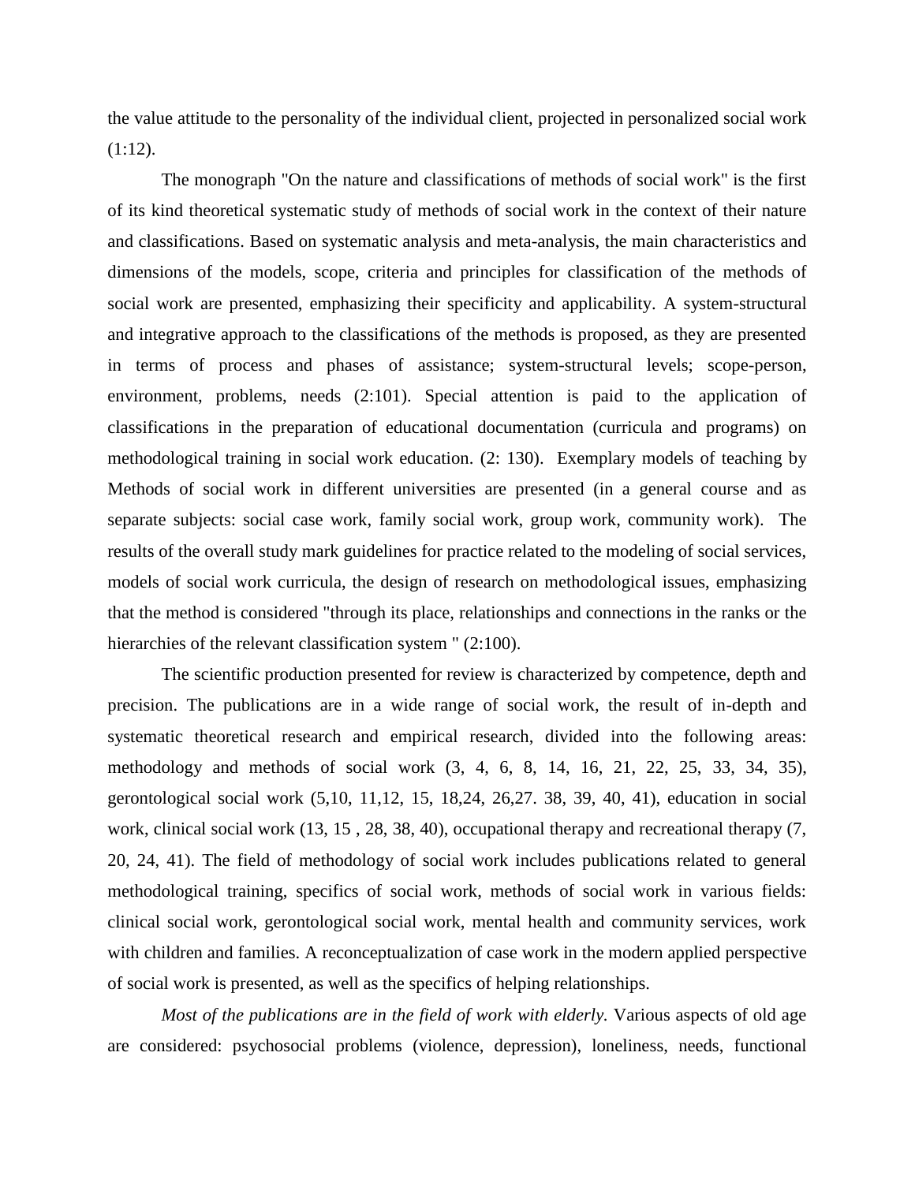the value attitude to the personality of the individual client, projected in personalized social work (1:12).

The monograph "On the nature and classifications of methods of social work" is the first of its kind theoretical systematic study of methods of social work in the context of their nature and classifications. Based on systematic analysis and meta-analysis, the main characteristics and dimensions of the models, scope, criteria and principles for classification of the methods of social work are presented, emphasizing their specificity and applicability. A system-structural and integrative approach to the classifications of the methods is proposed, as they are presented in terms of process and phases of assistance; system-structural levels; scope-person, environment, problems, needs (2:101). Special attention is paid to the application of classifications in the preparation of educational documentation (curricula and programs) on methodological training in social work education. (2: 130). Exemplary models of teaching by Methods of social work in different universities are presented (in a general course and as separate subjects: social case work, family social work, group work, community work). The results of the overall study mark guidelines for practice related to the modeling of social services, models of social work curricula, the design of research on methodological issues, emphasizing that the method is considered "through its place, relationships and connections in the ranks or the hierarchies of the relevant classification system " (2:100).

The scientific production presented for review is characterized by competence, depth and precision. The publications are in a wide range of social work, the result of in-depth and systematic theoretical research and empirical research, divided into the following areas: methodology and methods of social work (3, 4, 6, 8, 14, 16, 21, 22, 25, 33, 34, 35), gerontological social work (5,10, 11,12, 15, 18,24, 26,27. 38, 39, 40, 41), education in social work, clinical social work (13, 15 , 28, 38, 40), occupational therapy and recreational therapy (7, 20, 24, 41). The field of methodology of social work includes publications related to general methodological training, specifics of social work, methods of social work in various fields: clinical social work, gerontological social work, mental health and community services, work with children and families. A reconceptualization of case work in the modern applied perspective of social work is presented, as well as the specifics of helping relationships.

*Most of the publications are in the field of work with elderly.* Various aspects of old age are considered: psychosocial problems (violence, depression), loneliness, needs, functional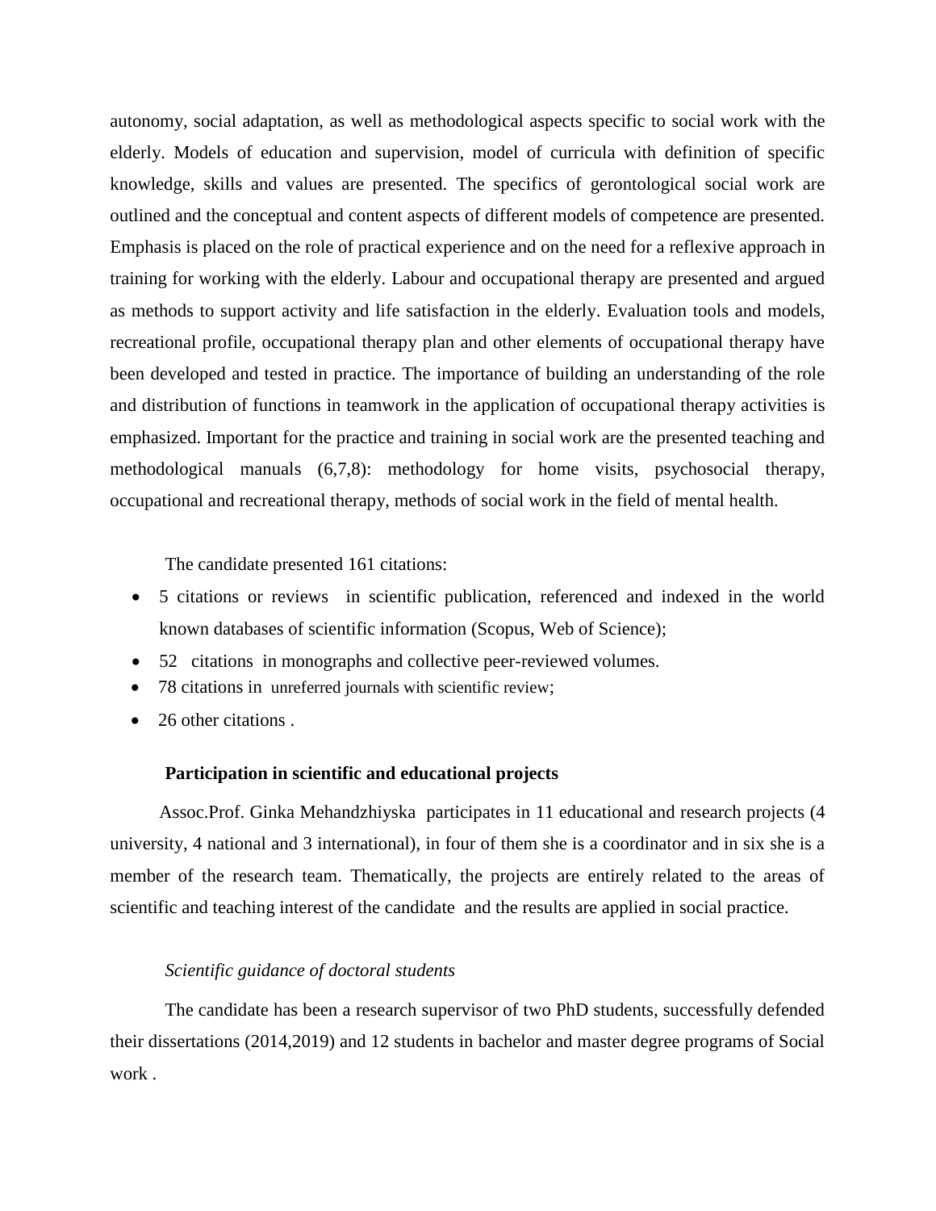autonomy, social adaptation, as well as methodological aspects specific to social work with the elderly. Models of education and supervision, model of curricula with definition of specific knowledge, skills and values are presented. The specifics of gerontological social work are outlined and the conceptual and content aspects of different models of competence are presented. Emphasis is placed on the role of practical experience and on the need for a reflexive approach in training for working with the elderly. Labour and occupational therapy are presented and argued as methods to support activity and life satisfaction in the elderly. Evaluation tools and models, recreational profile, occupational therapy plan and other elements of occupational therapy have been developed and tested in practice. The importance of building an understanding of the role and distribution of functions in teamwork in the application of occupational therapy activities is emphasized. Important for the practice and training in social work are the presented teaching and methodological manuals (6,7,8): methodology for home visits, psychosocial therapy, occupational and recreational therapy, methods of social work in the field of mental health.

The candidate presented 161 citations:

- 5 citations or reviews in scientific publication, referenced and indexed in the world known databases of scientific information (Scopus, Web of Science);
- 52 citations in monographs and collective peer-reviewed volumes.
- 78 citations in unreferred journals with scientific review;
- 26 other citations .

**Participation in scientific and educational projects**

Assoc.Prof. Ginka Mehandzhiyska participates in 11 educational and research projects (4 university, 4 national and 3 international), in four of them she is a coordinator and in six she is a member of the research team. Thematically, the projects are entirely related to the areas of scientific and teaching interest of the candidate and the results are applied in social practice.

*Scientific guidance of doctoral students*

The candidate has been a research supervisor of two PhD students, successfully defended their dissertations (2014,2019) and 12 students in bachelor and master degree programs of Social work .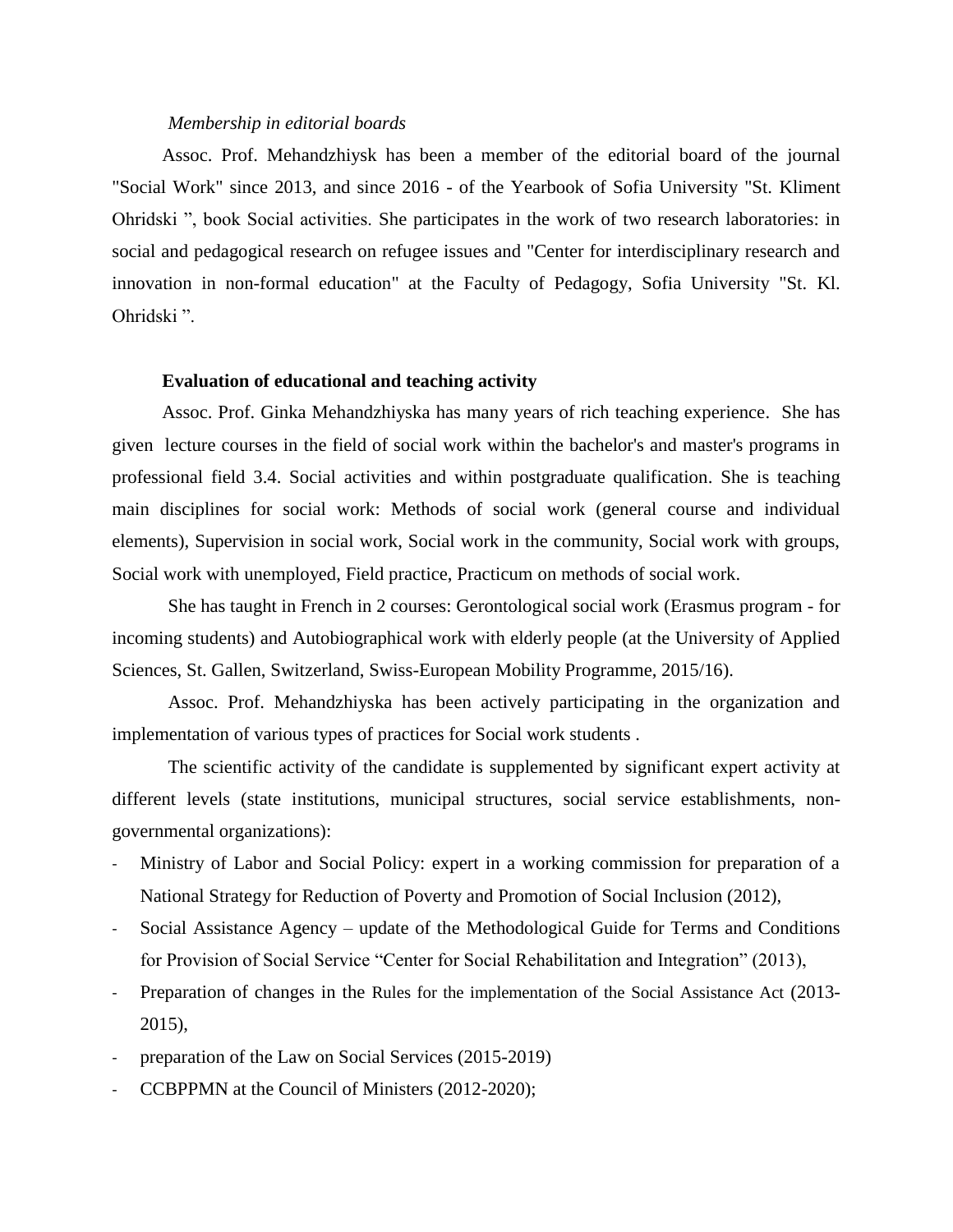*Membership in editorial boards*

Assoc. Prof. Mehandzhiysk has been a member of the editorial board of the journal "Social Work" since 2013, and since 2016 - of the Yearbook of Sofia University "St. Kliment Ohridski ", book Social activities. She participates in the work of two research laboratories: in social and pedagogical research on refugee issues and "Center for interdisciplinary research and innovation in non-formal education" at the Faculty of Pedagogy, Sofia University "St. Kl. Ohridski ".

**Evaluation of educational and teaching activity**

Assoc. Prof. Ginka Mehandzhiyska has many years of rich teaching experience. She has given lecture courses in the field of social work within the bachelor's and master's programs in professional field 3.4. Social activities and within postgraduate qualification. She is teaching main disciplines for social work: Methods of social work (general course and individual elements), Supervision in social work, Social work in the community, Social work with groups, Social work with unemployed, Field practice, Practicum on methods of social work.

She has taught in French in 2 courses: Gerontological social work (Erasmus program - for incoming students) and Autobiographical work with elderly people (at the University of Applied Sciences, St. Gallen, Switzerland, Swiss-European Mobility Programme, 2015/16).

Assoc. Prof. Mehandzhiyska has been actively participating in the organization and implementation of various types of practices for Social work students .

The scientific activity of the candidate is supplemented by significant expert activity at different levels (state institutions, municipal structures, social service establishments, non-governmental organizations):

- Ministry of Labor and Social Policy: expert in a working commission for preparation of a National Strategy for Reduction of Poverty and Promotion of Social Inclusion (2012),
- Social Assistance Agency – update of the Methodological Guide for Terms and Conditions for Provision of Social Service "Center for Social Rehabilitation and Integration" (2013),
- Preparation of changes in the Rules for the implementation of the Social Assistance Act (2013-2015),
- preparation of the Law on Social Services (2015-2019)
- CCBPPMN at the Council of Ministers (2012-2020);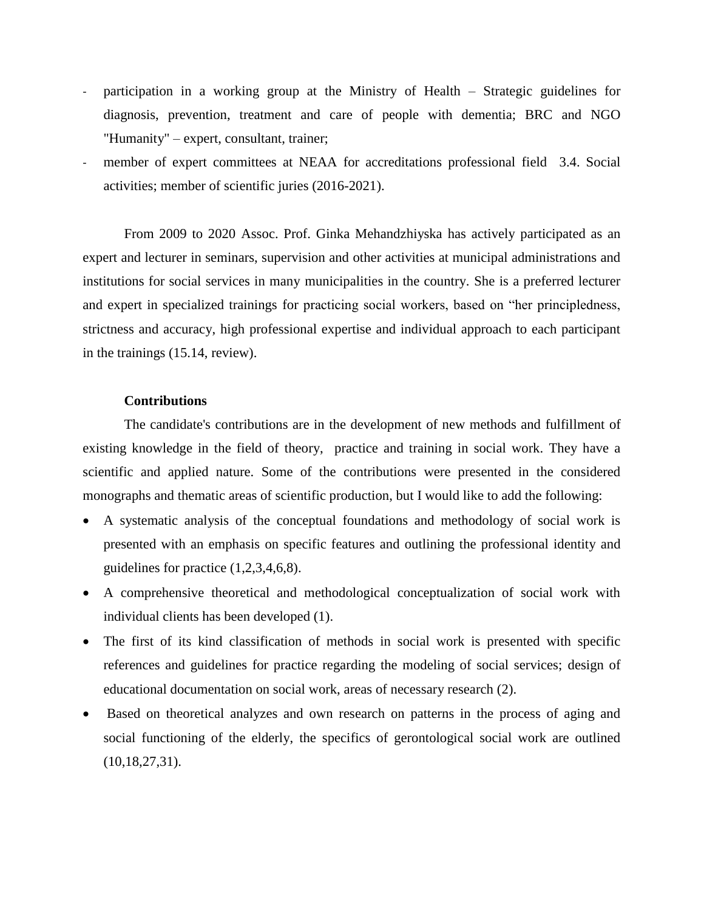- participation in a working group at the Ministry of Health – Strategic guidelines for diagnosis, prevention, treatment and care of people with dementia; BRC and NGO "Humanity" – expert, consultant, trainer;
- member of expert committees at NEAA for accreditations professional field 3.4. Social activities; member of scientific juries (2016-2021).

From 2009 to 2020 Assoc. Prof. Ginka Mehandzhiyska has actively participated as an expert and lecturer in seminars, supervision and other activities at municipal administrations and institutions for social services in many municipalities in the country. She is a preferred lecturer and expert in specialized trainings for practicing social workers, based on "her principledness, strictness and accuracy, high professional expertise and individual approach to each participant in the trainings (15.14, review).

**Contributions**

The candidate's contributions are in the development of new methods and fulfillment of existing knowledge in the field of theory, practice and training in social work. They have a scientific and applied nature. Some of the contributions were presented in the considered monographs and thematic areas of scientific production, but I would like to add the following:

- A systematic analysis of the conceptual foundations and methodology of social work is presented with an emphasis on specific features and outlining the professional identity and guidelines for practice (1,2,3,4,6,8).
- A comprehensive theoretical and methodological conceptualization of social work with individual clients has been developed (1).
- The first of its kind classification of methods in social work is presented with specific references and guidelines for practice regarding the modeling of social services; design of educational documentation on social work, areas of necessary research (2).
- Based on theoretical analyzes and own research on patterns in the process of aging and social functioning of the elderly, the specifics of gerontological social work are outlined (10,18,27,31).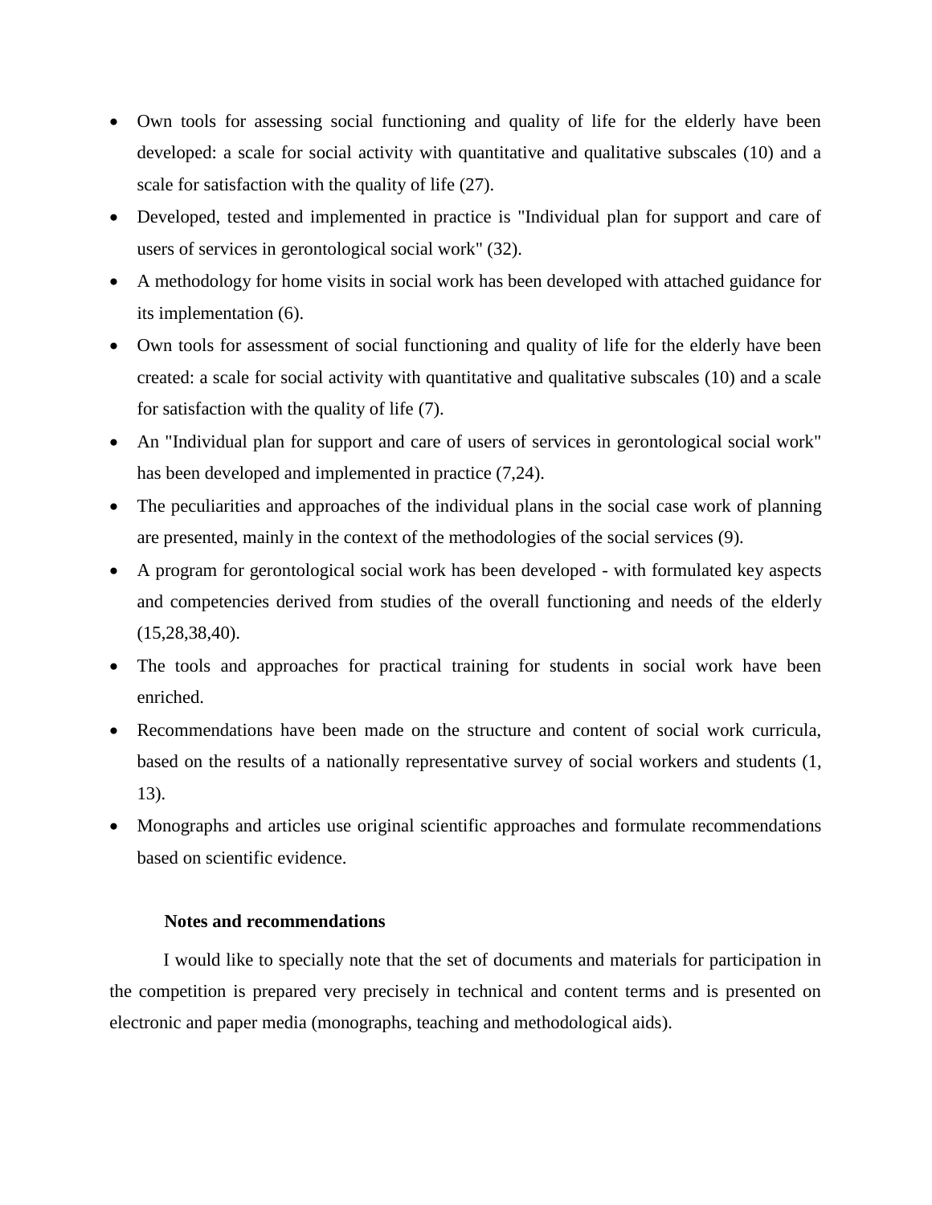- Own tools for assessing social functioning and quality of life for the elderly have been developed: a scale for social activity with quantitative and qualitative subscales (10) and a scale for satisfaction with the quality of life (27).
- Developed, tested and implemented in practice is "Individual plan for support and care of users of services in gerontological social work" (32).
- A methodology for home visits in social work has been developed with attached guidance for its implementation (6).
- Own tools for assessment of social functioning and quality of life for the elderly have been created: a scale for social activity with quantitative and qualitative subscales (10) and a scale for satisfaction with the quality of life (7).
- An "Individual plan for support and care of users of services in gerontological social work" has been developed and implemented in practice (7,24).
- The peculiarities and approaches of the individual plans in the social case work of planning are presented, mainly in the context of the methodologies of the social services (9).
- A program for gerontological social work has been developed - with formulated key aspects and competencies derived from studies of the overall functioning and needs of the elderly (15,28,38,40).
- The tools and approaches for practical training for students in social work have been enriched.
- Recommendations have been made on the structure and content of social work curricula, based on the results of a nationally representative survey of social workers and students (1, 13).
- Monographs and articles use original scientific approaches and formulate recommendations based on scientific evidence.

**Notes and recommendations**

I would like to specially note that the set of documents and materials for participation in the competition is prepared very precisely in technical and content terms and is presented on electronic and paper media (monographs, teaching and methodological aids).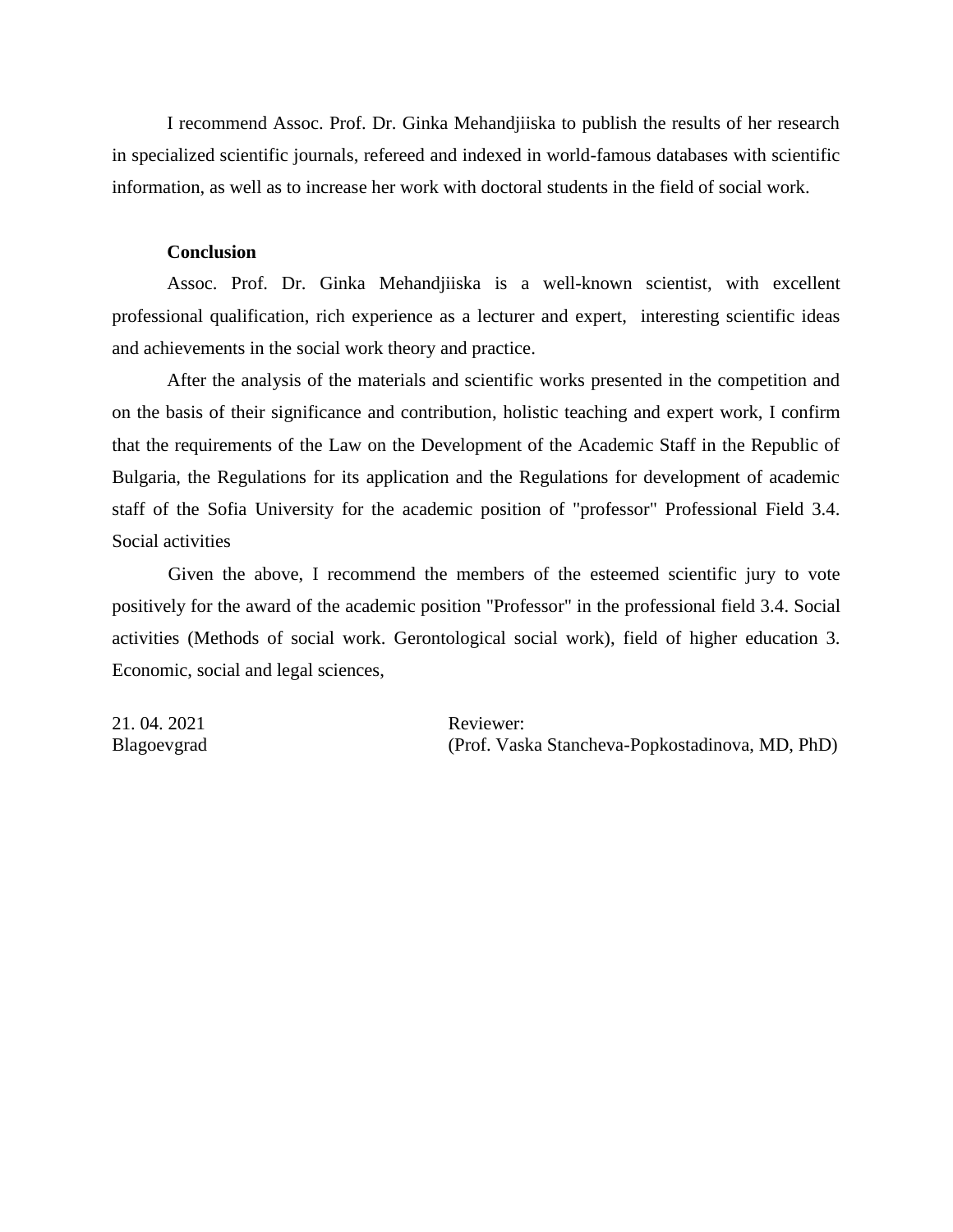I recommend Assoc. Prof. Dr. Ginka Mehandjiiska to publish the results of her research in specialized scientific journals, refereed and indexed in world-famous databases with scientific information, as well as to increase her work with doctoral students in the field of social work.

**Conclusion**

Assoc. Prof. Dr. Ginka Mehandjiiska is a well-known scientist, with excellent professional qualification, rich experience as a lecturer and expert, interesting scientific ideas and achievements in the social work theory and practice.

After the analysis of the materials and scientific works presented in the competition and on the basis of their significance and contribution, holistic teaching and expert work, I confirm that the requirements of the Law on the Development of the Academic Staff in the Republic of Bulgaria, the Regulations for its application and the Regulations for development of academic staff of the Sofia University for the academic position of "professor" Professional Field 3.4. Social activities

Given the above, I recommend the members of the esteemed scientific jury to vote positively for the award of the academic position "Professor" in the professional field 3.4. Social activities (Methods of social work. Gerontological social work), field of higher education 3. Economic, social and legal sciences,

21. 04. 2021
Blagoevgrad

Reviewer:
(Prof. Vaska Stancheva-Popkostadinova, MD, PhD)